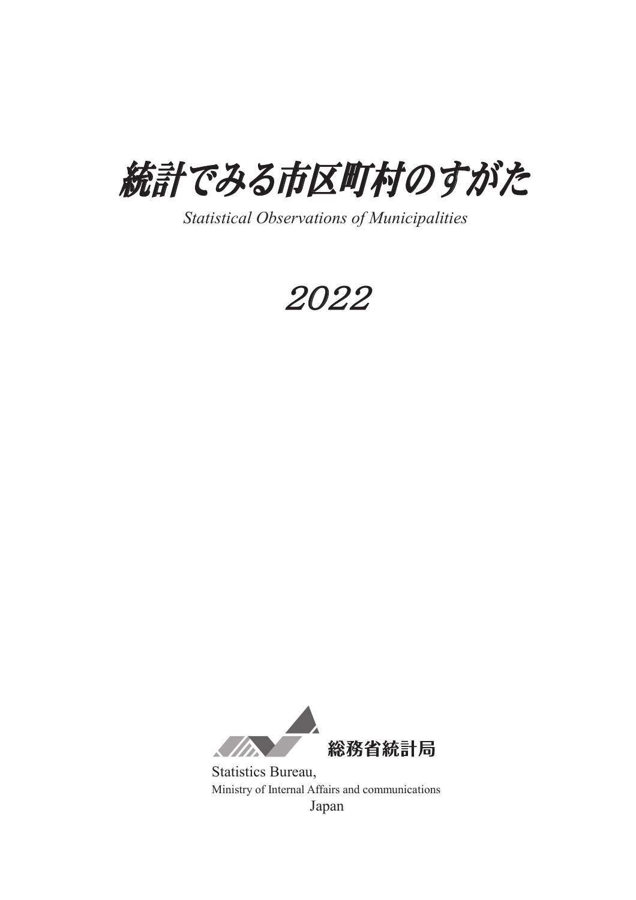# 統計でみる市区町村のすがた

*Statistical Observations of Municipalities*

*2022*

総務省統計局

Statistics Bureau,
Ministry of Internal Affairs and communications
Japan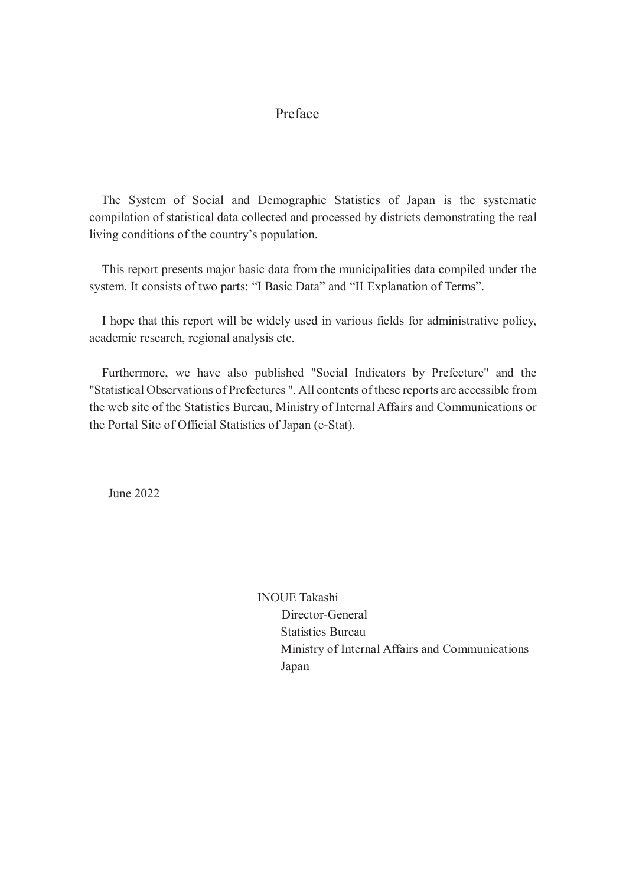# Preface

The System of Social and Demographic Statistics of Japan is the systematic compilation of statistical data collected and processed by districts demonstrating the real living conditions of the country's population.

This report presents major basic data from the municipalities data compiled under the system. It consists of two parts: "I Basic Data" and "II Explanation of Terms".

I hope that this report will be widely used in various fields for administrative policy, academic research, regional analysis etc.

Furthermore, we have also published "Social Indicators by Prefecture" and the "Statistical Observations of Prefectures ". All contents of these reports are accessible from the web site of the Statistics Bureau, Ministry of Internal Affairs and Communications or the Portal Site of Official Statistics of Japan (e-Stat).

June 2022

INOUE Takashi  
Director-General  
Statistics Bureau  
Ministry of Internal Affairs and Communications  
Japan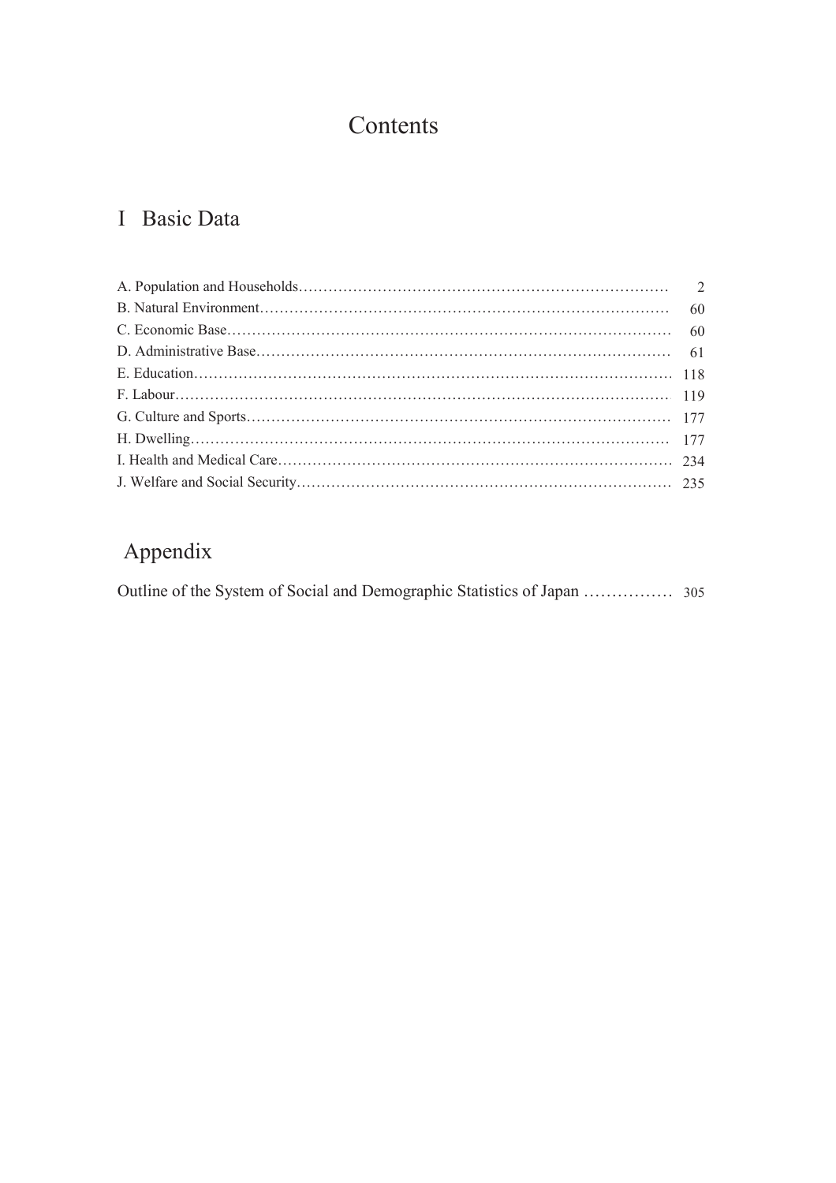# Contents

## I Basic Data

| | |
|---|---|
| A. Population and Households | 2 |
| B. Natural Environment | 60 |
| C. Economic Base | 60 |
| D. Administrative Base | 61 |
| E. Education | 118 |
| F. Labour | 119 |
| G. Culture and Sports | 177 |
| H. Dwelling | 177 |
| I. Health and Medical Care | 234 |
| J. Welfare and Social Security | 235 |

## Appendix

| | |
|---|---|
| Outline of the System of Social and Demographic Statistics of Japan | 305 |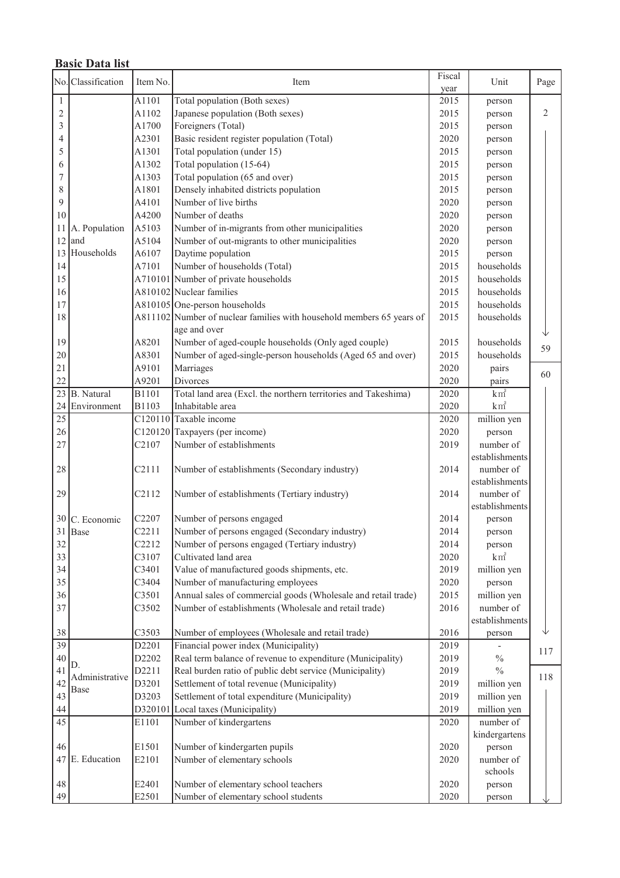**Basic Data list**

| No. | Classification | Item No. | Item | Fiscal year | Unit | Page |
|---|---|---|---|---|---|---|
| 1 | A. Population and Households | A1101 | Total population (Both sexes) | 2015 | person | 2 |
| 2 | | A1102 | Japanese population (Both sexes) | 2015 | person | |
| 3 | | A1700 | Foreigners (Total) | 2015 | person | |
| 4 | | A2301 | Basic resident register population (Total) | 2020 | person | |
| 5 | | A1301 | Total population (under 15) | 2015 | person | |
| 6 | | A1302 | Total population (15-64) | 2015 | person | |
| 7 | | A1303 | Total population (65 and over) | 2015 | person | |
| 8 | | A1801 | Densely inhabited districts population | 2015 | person | |
| 9 | | A4101 | Number of live births | 2020 | person | |
| 10 | | A4200 | Number of deaths | 2020 | person | |
| 11 | | A5103 | Number of in-migrants from other municipalities | 2020 | person | |
| 12 | | A5104 | Number of out-migrants to other municipalities | 2020 | person | |
| 13 | | A6107 | Daytime population | 2015 | person | |
| 14 | | A7101 | Number of households (Total) | 2015 | households | |
| 15 | | A710101 | Number of private households | 2015 | households | |
| 16 | | A810102 | Nuclear families | 2015 | households | |
| 17 | | A810105 | One-person households | 2015 | households | |
| 18 | | A811102 | Number of nuclear families with household members 65 years of age and over | 2015 | households | ↓ |
| 19 | | A8201 | Number of aged-couple households (Only aged couple) | 2015 | households | 59 |
| 20 | | A8301 | Number of aged-single-person households (Aged 65 and over) | 2015 | households | |
| 21 | | A9101 | Marriages | 2020 | pairs | 60 |
| 22 | | A9201 | Divorces | 2020 | pairs | |
| 23 | B. Natural Environment | B1101 | Total land area (Excl. the northern territories and Takeshima) | 2020 | km² | |
| 24 | | B1103 | Inhabitable area | 2020 | km² | |
| 25 | C. Economic Base | C120110 | Taxable income | 2020 | million yen | |
| 26 | | C120120 | Taxpayers (per income) | 2020 | person | |
| 27 | | C2107 | Number of establishments | 2019 | number of establishments | |
| 28 | | C2111 | Number of establishments (Secondary industry) | 2014 | number of establishments | |
| 29 | | C2112 | Number of establishments (Tertiary industry) | 2014 | number of establishments | |
| 30 | | C2207 | Number of persons engaged | 2014 | person | |
| 31 | | C2211 | Number of persons engaged (Secondary industry) | 2014 | person | |
| 32 | | C2212 | Number of persons engaged (Tertiary industry) | 2014 | person | |
| 33 | | C3107 | Cultivated land area | 2020 | km² | |
| 34 | | C3401 | Value of manufactured goods shipments, etc. | 2019 | million yen | |
| 35 | | C3404 | Number of manufacturing employees | 2020 | person | |
| 36 | | C3501 | Annual sales of commercial goods (Wholesale and retail trade) | 2015 | million yen | |
| 37 | | C3502 | Number of establishments (Wholesale and retail trade) | 2016 | number of establishments | |
| 38 | | C3503 | Number of employees (Wholesale and retail trade) | 2016 | person | ↓ |
| 39 | D. Administrative Base | D2201 | Financial power index (Municipality) | 2019 | - | 117 |
| 40 | | D2202 | Real term balance of revenue to expenditure (Municipality) | 2019 | % | |
| 41 | | D2211 | Real burden ratio of public debt service (Municipality) | 2019 | % | 118 |
| 42 | | D3201 | Settlement of total revenue (Municipality) | 2019 | million yen | |
| 43 | | D3203 | Settlement of total expenditure (Municipality) | 2019 | million yen | |
| 44 | | D320101 | Local taxes (Municipality) | 2019 | million yen | |
| 45 | E. Education | E1101 | Number of kindergartens | 2020 | number of kindergartens | |
| 46 | | E1501 | Number of kindergarten pupils | 2020 | person | |
| 47 | | E2101 | Number of elementary schools | 2020 | number of schools | |
| 48 | | E2401 | Number of elementary school teachers | 2020 | person | |
| 49 | | E2501 | Number of elementary school students | 2020 | person | ↓ |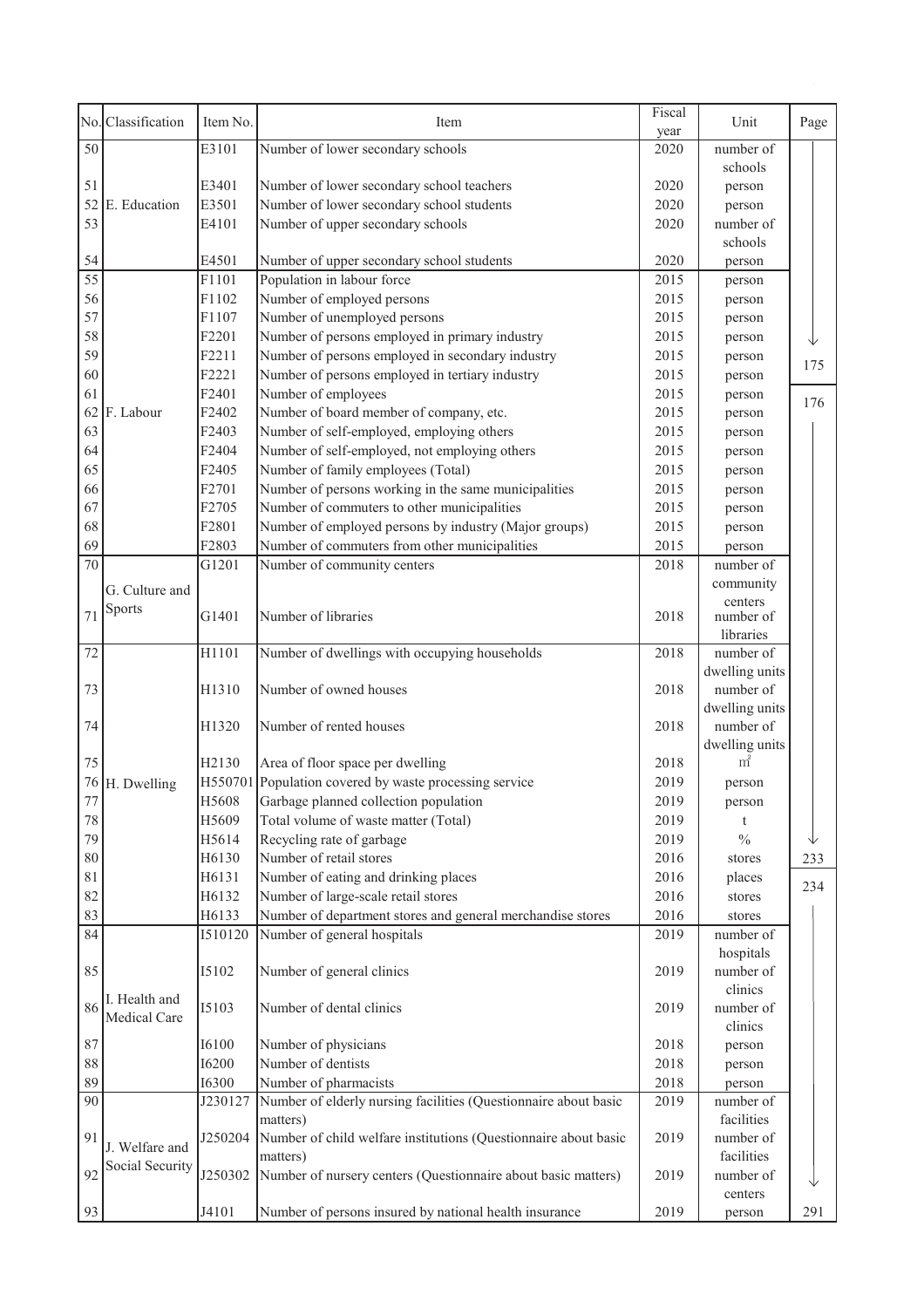| No. | Classification | Item No. | Item | Fiscal year | Unit | Page |
|---|---|---|---|---|---|---|
| 50 | | E3101 | Number of lower secondary schools | 2020 | number of schools | |
| 51 | | E3401 | Number of lower secondary school teachers | 2020 | person | |
| 52 | E. Education | E3501 | Number of lower secondary school students | 2020 | person | |
| 53 | | E4101 | Number of upper secondary schools | 2020 | number of schools | |
| 54 | | E4501 | Number of upper secondary school students | 2020 | person | |
| 55 | | F1101 | Population in labour force | 2015 | person | |
| 56 | | F1102 | Number of employed persons | 2015 | person | |
| 57 | | F1107 | Number of unemployed persons | 2015 | person | |
| 58 | | F2201 | Number of persons employed in primary industry | 2015 | person | ↓ |
| 59 | | F2211 | Number of persons employed in secondary industry | 2015 | person | |
| 60 | | F2221 | Number of persons employed in tertiary industry | 2015 | person | 175 |
| 61 | | F2401 | Number of employees | 2015 | person | 176 |
| 62 | F. Labour | F2402 | Number of board member of company, etc. | 2015 | person | |
| 63 | | F2403 | Number of self-employed, employing others | 2015 | person | |
| 64 | | F2404 | Number of self-employed, not employing others | 2015 | person | |
| 65 | | F2405 | Number of family employees (Total) | 2015 | person | |
| 66 | | F2701 | Number of persons working in the same municipalities | 2015 | person | |
| 67 | | F2705 | Number of commuters to other municipalities | 2015 | person | |
| 68 | | F2801 | Number of employed persons by industry (Major groups) | 2015 | person | |
| 69 | | F2803 | Number of commuters from other municipalities | 2015 | person | |
| 70 | G. Culture and Sports | G1201 | Number of community centers | 2018 | number of community centers | |
| 71 | | G1401 | Number of libraries | 2018 | number of libraries | |
| 72 | | H1101 | Number of dwellings with occupying households | 2018 | number of dwelling units | |
| 73 | | H1310 | Number of owned houses | 2018 | number of dwelling units | |
| 74 | | H1320 | Number of rented houses | 2018 | number of dwelling units | |
| 75 | | H2130 | Area of floor space per dwelling | 2018 | $m^2$ | |
| 76 | H. Dwelling | H550701 | Population covered by waste processing service | 2019 | person | |
| 77 | | H5608 | Garbage planned collection population | 2019 | person | |
| 78 | | H5609 | Total volume of waste matter (Total) | 2019 | t | |
| 79 | | H5614 | Recycling rate of garbage | 2019 | % | ↓ |
| 80 | | H6130 | Number of retail stores | 2016 | stores | 233 |
| 81 | | H6131 | Number of eating and drinking places | 2016 | places | 234 |
| 82 | | H6132 | Number of large-scale retail stores | 2016 | stores | |
| 83 | | H6133 | Number of department stores and general merchandise stores | 2016 | stores | |
| 84 | | I510120 | Number of general hospitals | 2019 | number of hospitals | |
| 85 | | I5102 | Number of general clinics | 2019 | number of clinics | |
| 86 | I. Health and Medical Care | I5103 | Number of dental clinics | 2019 | number of clinics | |
| 87 | | I6100 | Number of physicians | 2018 | person | |
| 88 | | I6200 | Number of dentists | 2018 | person | |
| 89 | | I6300 | Number of pharmacists | 2018 | person | |
| 90 | | J230127 | Number of elderly nursing facilities (Questionnaire about basic matters) | 2019 | number of facilities | |
| 91 | J. Welfare and Social Security | J250204 | Number of child welfare institutions (Questionnaire about basic matters) | 2019 | number of facilities | |
| 92 | | J250302 | Number of nursery centers (Questionnaire about basic matters) | 2019 | number of centers | ↓ |
| 93 | | J4101 | Number of persons insured by national health insurance | 2019 | person | 291 |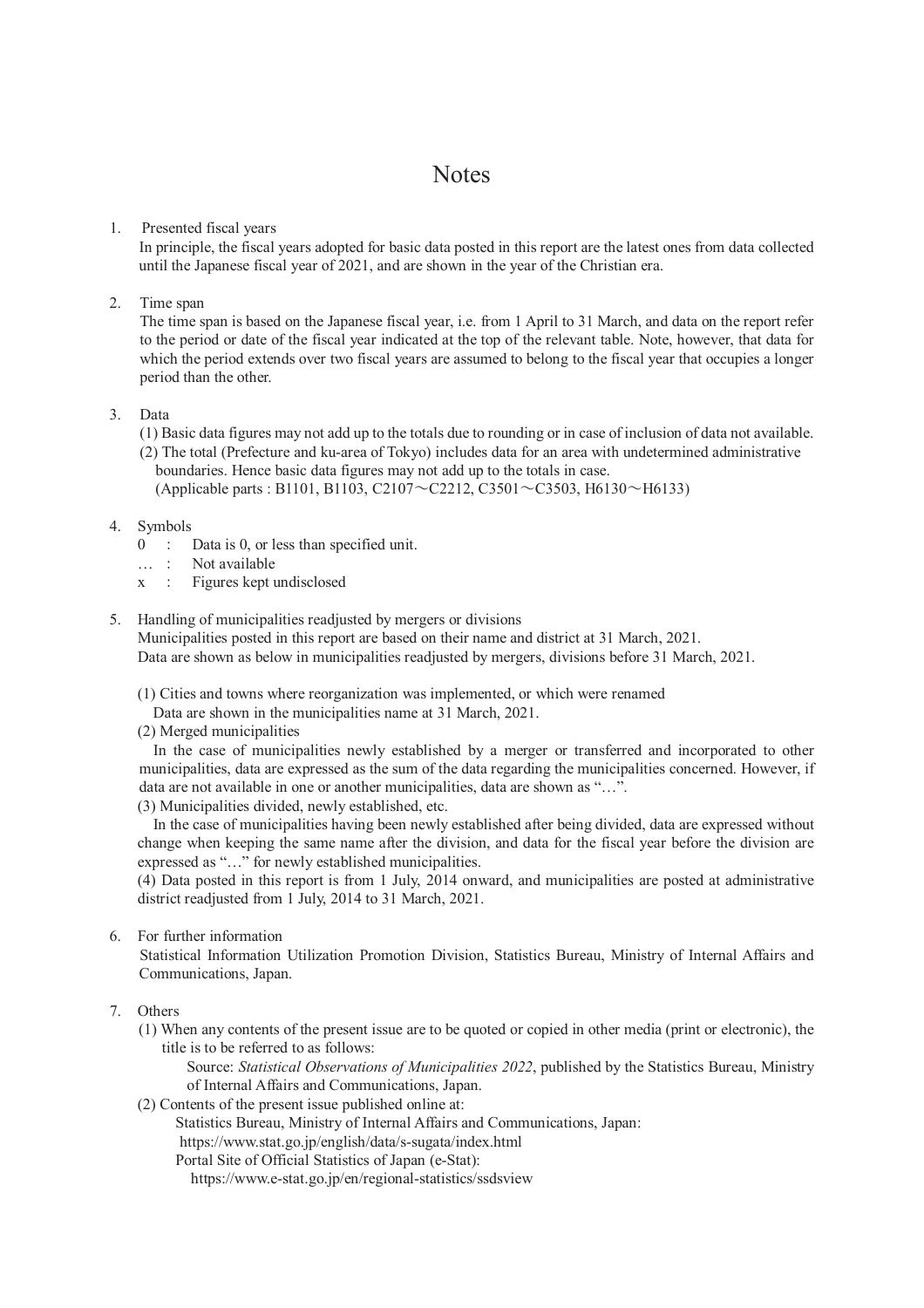# Notes

1. Presented fiscal years

   In principle, the fiscal years adopted for basic data posted in this report are the latest ones from data collected until the Japanese fiscal year of 2021, and are shown in the year of the Christian era.

2. Time span

   The time span is based on the Japanese fiscal year, i.e. from 1 April to 31 March, and data on the report refer to the period or date of the fiscal year indicated at the top of the relevant table. Note, however, that data for which the period extends over two fiscal years are assumed to belong to the fiscal year that occupies a longer period than the other.

3. Data

   (1) Basic data figures may not add up to the totals due to rounding or in case of inclusion of data not available.

   (2) The total (Prefecture and ku-area of Tokyo) includes data for an area with undetermined administrative boundaries. Hence basic data figures may not add up to the totals in case.
   (Applicable parts : B1101, B1103, C2107～C2212, C3501～C3503, H6130～H6133)

4. Symbols

   0 : Data is 0, or less than specified unit.
   … : Not available
   x : Figures kept undisclosed

5. Handling of municipalities readjusted by mergers or divisions

   Municipalities posted in this report are based on their name and district at 31 March, 2021.
   Data are shown as below in municipalities readjusted by mergers, divisions before 31 March, 2021.

   (1) Cities and towns where reorganization was implemented, or which were renamed
   Data are shown in the municipalities name at 31 March, 2021.

   (2) Merged municipalities
   In the case of municipalities newly established by a merger or transferred and incorporated to other municipalities, data are expressed as the sum of the data regarding the municipalities concerned. However, if data are not available in one or another municipalities, data are shown as "…".

   (3) Municipalities divided, newly established, etc.
   In the case of municipalities having been newly established after being divided, data are expressed without change when keeping the same name after the division, and data for the fiscal year before the division are expressed as "…" for newly established municipalities.

   (4) Data posted in this report is from 1 July, 2014 onward, and municipalities are posted at administrative district readjusted from 1 July, 2014 to 31 March, 2021.

6. For further information

   Statistical Information Utilization Promotion Division, Statistics Bureau, Ministry of Internal Affairs and Communications, Japan.

7. Others

   (1) When any contents of the present issue are to be quoted or copied in other media (print or electronic), the title is to be referred to as follows:
   Source: *Statistical Observations of Municipalities 2022*, published by the Statistics Bureau, Ministry of Internal Affairs and Communications, Japan.

   (2) Contents of the present issue published online at:
   Statistics Bureau, Ministry of Internal Affairs and Communications, Japan:
   https://www.stat.go.jp/english/data/s-sugata/index.html
   Portal Site of Official Statistics of Japan (e-Stat):
   https://www.e-stat.go.jp/en/regional-statistics/ssdsview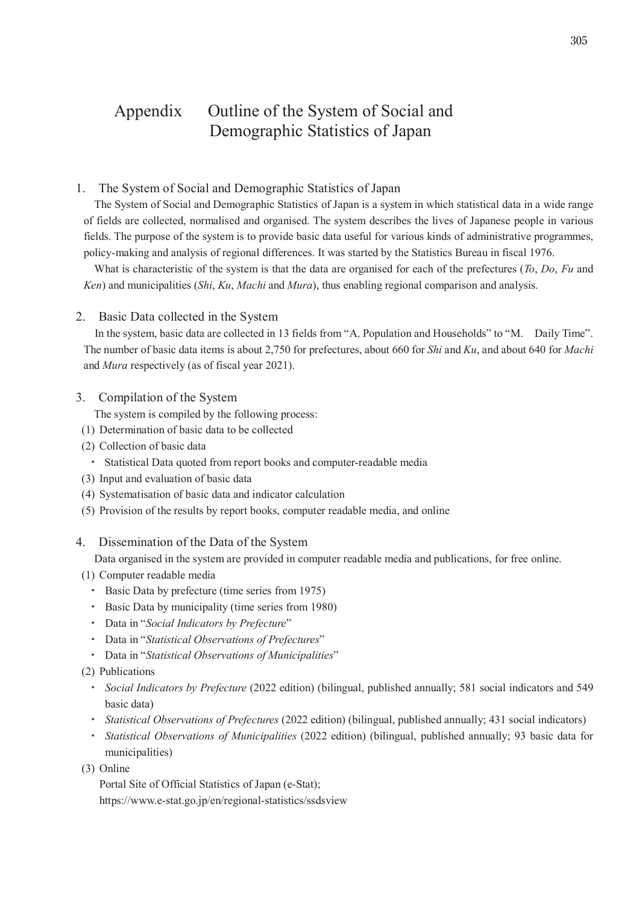# Appendix　Outline of the System of Social and Demographic Statistics of Japan

## 1.　The System of Social and Demographic Statistics of Japan

The System of Social and Demographic Statistics of Japan is a system in which statistical data in a wide range of fields are collected, normalised and organised. The system describes the lives of Japanese people in various fields. The purpose of the system is to provide basic data useful for various kinds of administrative programmes, policy-making and analysis of regional differences. It was started by the Statistics Bureau in fiscal 1976.

What is characteristic of the system is that the data are organised for each of the prefectures (*To*, *Do*, *Fu* and *Ken*) and municipalities (*Shi*, *Ku*, *Machi* and *Mura*), thus enabling regional comparison and analysis.

## 2.　Basic Data collected in the System

In the system, basic data are collected in 13 fields from "A. Population and Households" to "M.　Daily Time". The number of basic data items is about 2,750 for prefectures, about 660 for *Shi* and *Ku*, and about 640 for *Machi* and *Mura* respectively (as of fiscal year 2021).

## 3.　Compilation of the System

The system is compiled by the following process:

(1) Determination of basic data to be collected

(2) Collection of basic data

- Statistical Data quoted from report books and computer-readable media

(3) Input and evaluation of basic data

(4) Systematisation of basic data and indicator calculation

(5) Provision of the results by report books, computer readable media, and online

## 4.　Dissemination of the Data of the System

Data organised in the system are provided in computer readable media and publications, for free online.

(1) Computer readable media

- Basic Data by prefecture (time series from 1975)
- Basic Data by municipality (time series from 1980)
- Data in "*Social Indicators by Prefecture*"
- Data in "*Statistical Observations of Prefectures*"
- Data in "*Statistical Observations of Municipalities*"

(2) Publications

- *Social Indicators by Prefecture* (2022 edition) (bilingual, published annually; 581 social indicators and 549 basic data)
- *Statistical Observations of Prefectures* (2022 edition) (bilingual, published annually; 431 social indicators)
- *Statistical Observations of Municipalities* (2022 edition) (bilingual, published annually; 93 basic data for municipalities)

(3) Online

Portal Site of Official Statistics of Japan (e-Stat);
https://www.e-stat.go.jp/en/regional-statistics/ssdsview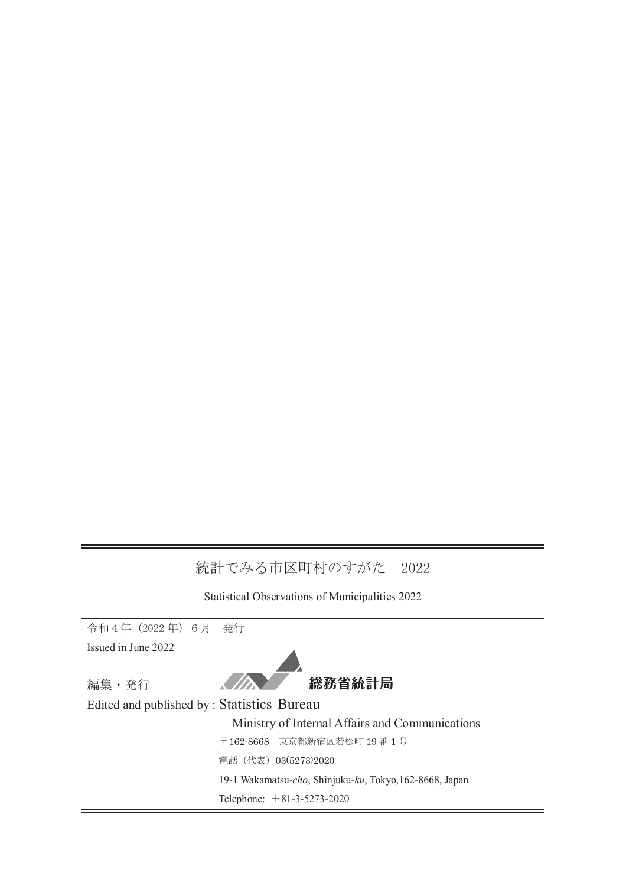統計でみる市区町村のすがた　2022

Statistical Observations of Municipalities 2022

令和４年（2022 年）６月　発行

Issued in June 2022

編集・発行　　総務省統計局

Edited and published by : Statistics Bureau

Ministry of Internal Affairs and Communications

〒162-8668　東京都新宿区若松町 19 番 1 号

電話（代表）03(5273)2020

19-1 Wakamatsu-*cho*, Shinjuku-*ku*, Tokyo,162-8668, Japan

Telephone: ＋81-3-5273-2020